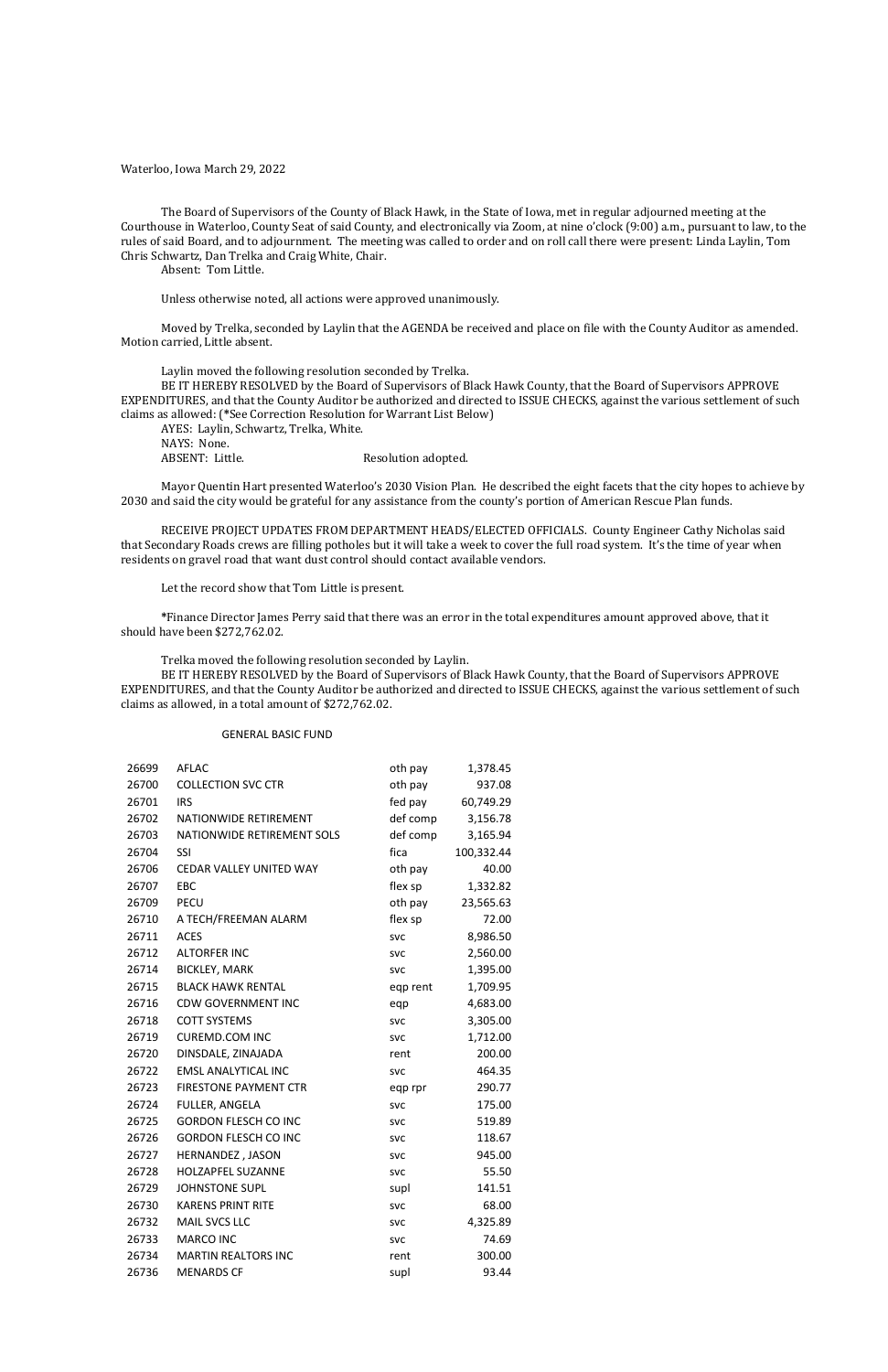Waterloo, Iowa March 29, 2022

The Board of Supervisors of the County of Black Hawk, in the State of Iowa, met in regular adjourned meeting at the Courthouse in Waterloo, County Seat of said County, and electronically via Zoom, at nine o'clock (9:00) a.m., pursuant to law, to the rules of said Board, and to adjournment. The meeting was called to order and on roll call there were present: Linda Laylin, Tom Chris Schwartz, Dan Trelka and Craig White, Chair.

Absent: Tom Little.

Unless otherwise noted, all actions were approved unanimously.

Moved by Trelka, seconded by Laylin that the AGENDA be received and place on file with the County Auditor as amended. Motion carried, Little absent.

Laylin moved the following resolution seconded by Trelka.

BE IT HEREBY RESOLVED by the Board of Supervisors of Black Hawk County, that the Board of Supervisors APPROVE EXPENDITURES, and that the County Auditor be authorized and directed to ISSUE CHECKS, against the various settlement of such claims as allowed: (*See Correction Resolution for Warrant List Below)

AYES: Laylin, Schwartz, Trelka, White.

NAYS: None.

ABSENT: Little. Resolution adopted.

Mayor Quentin Hart presented Waterloo's 2030 Vision Plan. He described the eight facets that the city hopes to achieve by 2030 and said the city would be grateful for any assistance from the county's portion of American Rescue Plan funds.

RECEIVE PROJECT UPDATES FROM DEPARTMENT HEADS/ELECTED OFFICIALS. County Engineer Cathy Nicholas said that Secondary Roads crews are filling potholes but it will take a week to cover the full road system. It's the time of year when residents on gravel road that want dust control should contact available vendors.

Let the record show that Tom Little is present.

*Finance Director James Perry said that there was an error in the total expenditures amount approved above, that it should have been $272,762.02.

Trelka moved the following resolution seconded by Laylin.

BE IT HEREBY RESOLVED by the Board of Supervisors of Black Hawk County, that the Board of Supervisors APPROVE EXPENDITURES, and that the County Auditor be authorized and directed to ISSUE CHECKS, against the various settlement of such claims as allowed, in a total amount of $272,762.02.

GENERAL BASIC FUND

| | | | |
|---|---|---|---|
| 26699 | AFLAC | oth pay | 1,378.45 |
| 26700 | COLLECTION SVC CTR | oth pay | 937.08 |
| 26701 | IRS | fed pay | 60,749.29 |
| 26702 | NATIONWIDE RETIREMENT | def comp | 3,156.78 |
| 26703 | NATIONWIDE RETIREMENT SOLS | def comp | 3,165.94 |
| 26704 | SSI | fica | 100,332.44 |
| 26706 | CEDAR VALLEY UNITED WAY | oth pay | 40.00 |
| 26707 | EBC | flex sp | 1,332.82 |
| 26709 | PECU | oth pay | 23,565.63 |
| 26710 | A TECH/FREEMAN ALARM | flex sp | 72.00 |
| 26711 | ACES | svc | 8,986.50 |
| 26712 | ALTORFER INC | svc | 2,560.00 |
| 26714 | BICKLEY, MARK | svc | 1,395.00 |
| 26715 | BLACK HAWK RENTAL | eqp rent | 1,709.95 |
| 26716 | CDW GOVERNMENT INC | eqp | 4,683.00 |
| 26718 | COTT SYSTEMS | svc | 3,305.00 |
| 26719 | CUREMD.COM INC | svc | 1,712.00 |
| 26720 | DINSDALE, ZINAJADA | rent | 200.00 |
| 26722 | EMSL ANALYTICAL INC | svc | 464.35 |
| 26723 | FIRESTONE PAYMENT CTR | eqp rpr | 290.77 |
| 26724 | FULLER, ANGELA | svc | 175.00 |
| 26725 | GORDON FLESCH CO INC | svc | 519.89 |
| 26726 | GORDON FLESCH CO INC | svc | 118.67 |
| 26727 | HERNANDEZ , JASON | svc | 945.00 |
| 26728 | HOLZAPFEL SUZANNE | svc | 55.50 |
| 26729 | JOHNSTONE SUPL | supl | 141.51 |
| 26730 | KARENS PRINT RITE | svc | 68.00 |
| 26732 | MAIL SVCS LLC | svc | 4,325.89 |
| 26733 | MARCO INC | svc | 74.69 |
| 26734 | MARTIN REALTORS INC | rent | 300.00 |
| 26736 | MENARDS CF | supl | 93.44 |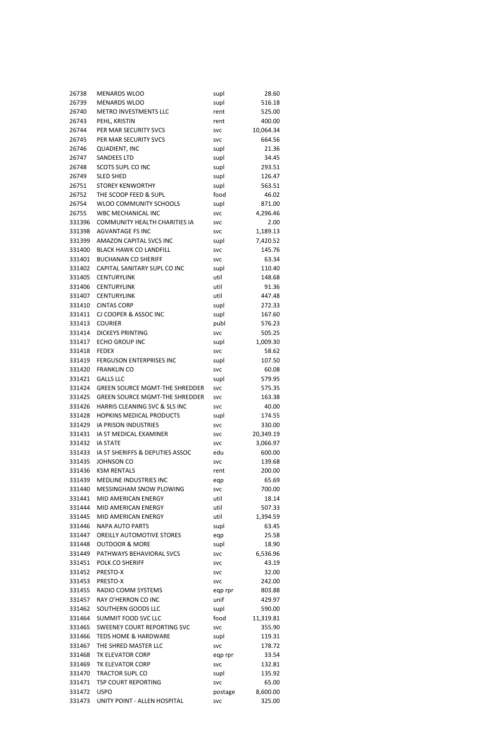| | | | |
|---|---|---|---|
| 26738 | MENARDS WLOO | supl | 28.60 |
| 26739 | MENARDS WLOO | supl | 516.18 |
| 26740 | METRO INVESTMENTS LLC | rent | 525.00 |
| 26743 | PEHL, KRISTIN | rent | 400.00 |
| 26744 | PER MAR SECURITY SVCS | svc | 10,064.34 |
| 26745 | PER MAR SECURITY SVCS | svc | 664.56 |
| 26746 | QUADIENT, INC | supl | 21.36 |
| 26747 | SANDEES LTD | supl | 34.45 |
| 26748 | SCOTS SUPL CO INC | supl | 293.51 |
| 26749 | SLED SHED | supl | 126.47 |
| 26751 | STOREY KENWORTHY | supl | 563.51 |
| 26752 | THE SCOOP FEED & SUPL | food | 46.02 |
| 26754 | WLOO COMMUNITY SCHOOLS | supl | 871.00 |
| 26755 | WBC MECHANICAL INC | svc | 4,296.46 |
| 331396 | COMMUNITY HEALTH CHARITIES IA | svc | 2.00 |
| 331398 | AGVANTAGE FS INC | svc | 1,189.13 |
| 331399 | AMAZON CAPITAL SVCS INC | supl | 7,420.52 |
| 331400 | BLACK HAWK CO LANDFILL | svc | 145.76 |
| 331401 | BUCHANAN CO SHERIFF | svc | 63.34 |
| 331402 | CAPITAL SANITARY SUPL CO INC | supl | 110.40 |
| 331405 | CENTURYLINK | util | 148.68 |
| 331406 | CENTURYLINK | util | 91.36 |
| 331407 | CENTURYLINK | util | 447.48 |
| 331410 | CINTAS CORP | supl | 272.33 |
| 331411 | CJ COOPER & ASSOC INC | supl | 167.60 |
| 331413 | COURIER | publ | 576.23 |
| 331414 | DICKEYS PRINTING | svc | 505.25 |
| 331417 | ECHO GROUP INC | supl | 1,009.30 |
| 331418 | FEDEX | svc | 58.62 |
| 331419 | FERGUSON ENTERPRISES INC | supl | 107.50 |
| 331420 | FRANKLIN CO | svc | 60.08 |
| 331421 | GALLS LLC | supl | 579.95 |
| 331424 | GREEN SOURCE MGMT-THE SHREDDER | svc | 575.35 |
| 331425 | GREEN SOURCE MGMT-THE SHREDDER | svc | 163.38 |
| 331426 | HARRIS CLEANING SVC & SLS INC | svc | 40.00 |
| 331428 | HOPKINS MEDICAL PRODUCTS | supl | 174.55 |
| 331429 | IA PRISON INDUSTRIES | svc | 330.00 |
| 331431 | IA ST MEDICAL EXAMINER | svc | 20,349.19 |
| 331432 | IA STATE | svc | 3,066.97 |
| 331433 | IA ST SHERIFFS & DEPUTIES ASSOC | edu | 600.00 |
| 331435 | JOHNSON CO | svc | 139.68 |
| 331436 | KSM RENTALS | rent | 200.00 |
| 331439 | MEDLINE INDUSTRIES INC | eqp | 65.69 |
| 331440 | MESSINGHAM SNOW PLOWING | svc | 700.00 |
| 331441 | MID AMERICAN ENERGY | util | 18.14 |
| 331444 | MID AMERICAN ENERGY | util | 507.33 |
| 331445 | MID AMERICAN ENERGY | util | 1,394.59 |
| 331446 | NAPA AUTO PARTS | supl | 63.45 |
| 331447 | OREILLY AUTOMOTIVE STORES | eqp | 25.58 |
| 331448 | OUTDOOR & MORE | supl | 18.90 |
| 331449 | PATHWAYS BEHAVIORAL SVCS | svc | 6,536.96 |
| 331451 | POLK CO SHERIFF | svc | 43.19 |
| 331452 | PRESTO-X | svc | 32.00 |
| 331453 | PRESTO-X | svc | 242.00 |
| 331455 | RADIO COMM SYSTEMS | eqp rpr | 803.88 |
| 331457 | RAY O'HERRON CO INC | unif | 429.97 |
| 331462 | SOUTHERN GOODS LLC | supl | 590.00 |
| 331464 | SUMMIT FOOD SVC LLC | food | 11,319.81 |
| 331465 | SWEENEY COURT REPORTING SVC | svc | 355.90 |
| 331466 | TEDS HOME & HARDWARE | supl | 119.31 |
| 331467 | THE SHRED MASTER LLC | svc | 178.72 |
| 331468 | TK ELEVATOR CORP | eqp rpr | 33.54 |
| 331469 | TK ELEVATOR CORP | svc | 132.81 |
| 331470 | TRACTOR SUPL CO | supl | 135.92 |
| 331471 | TSP COURT REPORTING | svc | 65.00 |
| 331472 | USPO | postage | 8,600.00 |
| 331473 | UNITY POINT - ALLEN HOSPITAL | svc | 325.00 |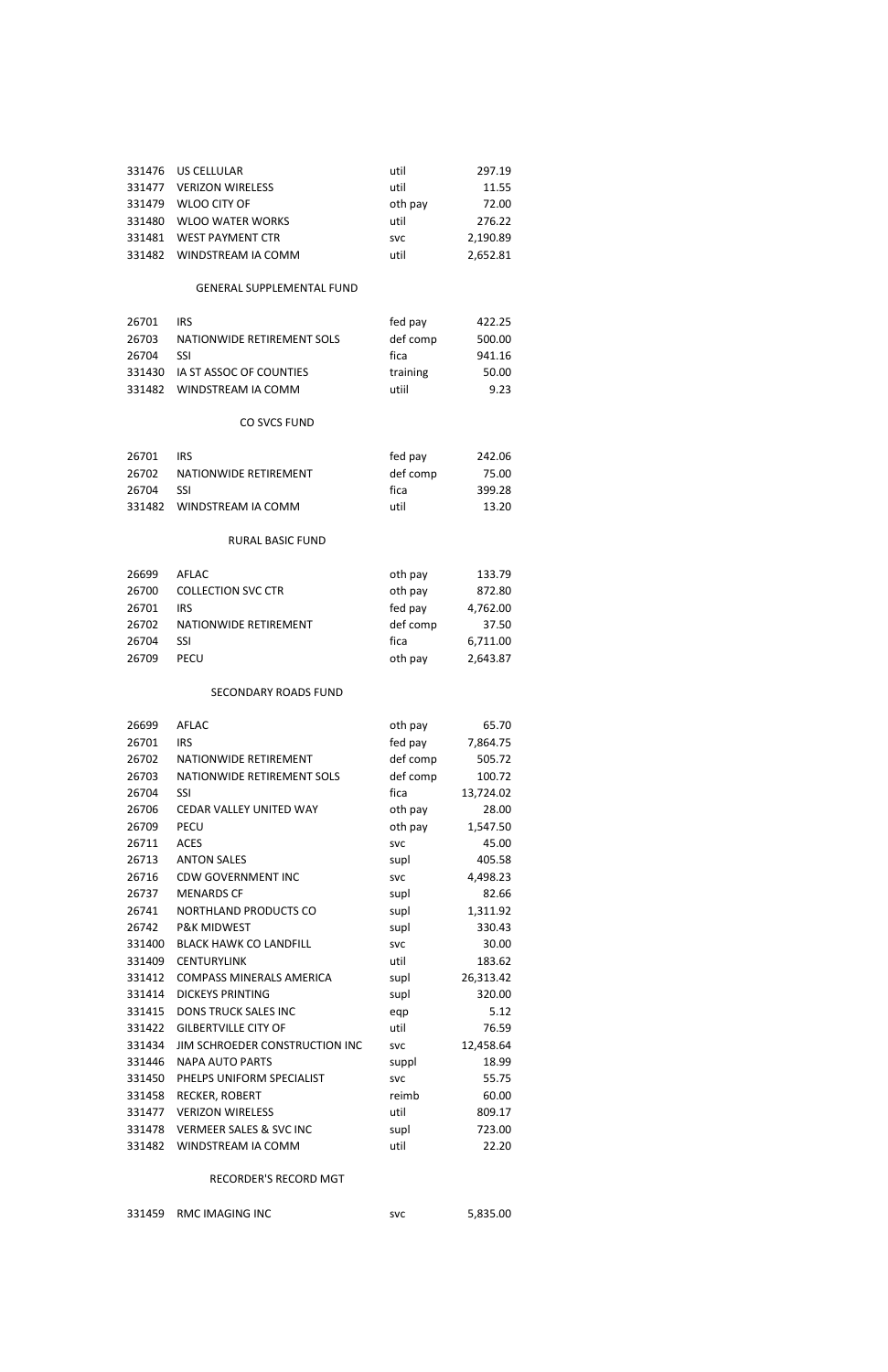| | | | |
|---|---|---|---|
| 331476 | US CELLULAR | util | 297.19 |
| 331477 | VERIZON WIRELESS | util | 11.55 |
| 331479 | WLOO CITY OF | oth pay | 72.00 |
| 331480 | WLOO WATER WORKS | util | 276.22 |
| 331481 | WEST PAYMENT CTR | svc | 2,190.89 |
| 331482 | WINDSTREAM IA COMM | util | 2,652.81 |

GENERAL SUPPLEMENTAL FUND

| | | | |
|---|---|---|---|
| 26701 | IRS | fed pay | 422.25 |
| 26703 | NATIONWIDE RETIREMENT SOLS | def comp | 500.00 |
| 26704 | SSI | fica | 941.16 |
| 331430 | IA ST ASSOC OF COUNTIES | training | 50.00 |
| 331482 | WINDSTREAM IA COMM | utiil | 9.23 |

CO SVCS FUND

| | | | |
|---|---|---|---|
| 26701 | IRS | fed pay | 242.06 |
| 26702 | NATIONWIDE RETIREMENT | def comp | 75.00 |
| 26704 | SSI | fica | 399.28 |
| 331482 | WINDSTREAM IA COMM | util | 13.20 |

RURAL BASIC FUND

| | | | |
|---|---|---|---|
| 26699 | AFLAC | oth pay | 133.79 |
| 26700 | COLLECTION SVC CTR | oth pay | 872.80 |
| 26701 | IRS | fed pay | 4,762.00 |
| 26702 | NATIONWIDE RETIREMENT | def comp | 37.50 |
| 26704 | SSI | fica | 6,711.00 |
| 26709 | PECU | oth pay | 2,643.87 |

SECONDARY ROADS FUND

| | | | |
|---|---|---|---|
| 26699 | AFLAC | oth pay | 65.70 |
| 26701 | IRS | fed pay | 7,864.75 |
| 26702 | NATIONWIDE RETIREMENT | def comp | 505.72 |
| 26703 | NATIONWIDE RETIREMENT SOLS | def comp | 100.72 |
| 26704 | SSI | fica | 13,724.02 |
| 26706 | CEDAR VALLEY UNITED WAY | oth pay | 28.00 |
| 26709 | PECU | oth pay | 1,547.50 |
| 26711 | ACES | svc | 45.00 |
| 26713 | ANTON SALES | supl | 405.58 |
| 26716 | CDW GOVERNMENT INC | svc | 4,498.23 |
| 26737 | MENARDS CF | supl | 82.66 |
| 26741 | NORTHLAND PRODUCTS CO | supl | 1,311.92 |
| 26742 | P&K MIDWEST | supl | 330.43 |
| 331400 | BLACK HAWK CO LANDFILL | svc | 30.00 |
| 331409 | CENTURYLINK | util | 183.62 |
| 331412 | COMPASS MINERALS AMERICA | supl | 26,313.42 |
| 331414 | DICKEYS PRINTING | supl | 320.00 |
| 331415 | DONS TRUCK SALES INC | eqp | 5.12 |
| 331422 | GILBERTVILLE CITY OF | util | 76.59 |
| 331434 | JIM SCHROEDER CONSTRUCTION INC | svc | 12,458.64 |
| 331446 | NAPA AUTO PARTS | suppl | 18.99 |
| 331450 | PHELPS UNIFORM SPECIALIST | svc | 55.75 |
| 331458 | RECKER, ROBERT | reimb | 60.00 |
| 331477 | VERIZON WIRELESS | util | 809.17 |
| 331478 | VERMEER SALES & SVC INC | supl | 723.00 |
| 331482 | WINDSTREAM IA COMM | util | 22.20 |

RECORDER'S RECORD MGT

| | | | |
|---|---|---|---|
| 331459 | RMC IMAGING INC | svc | 5,835.00 |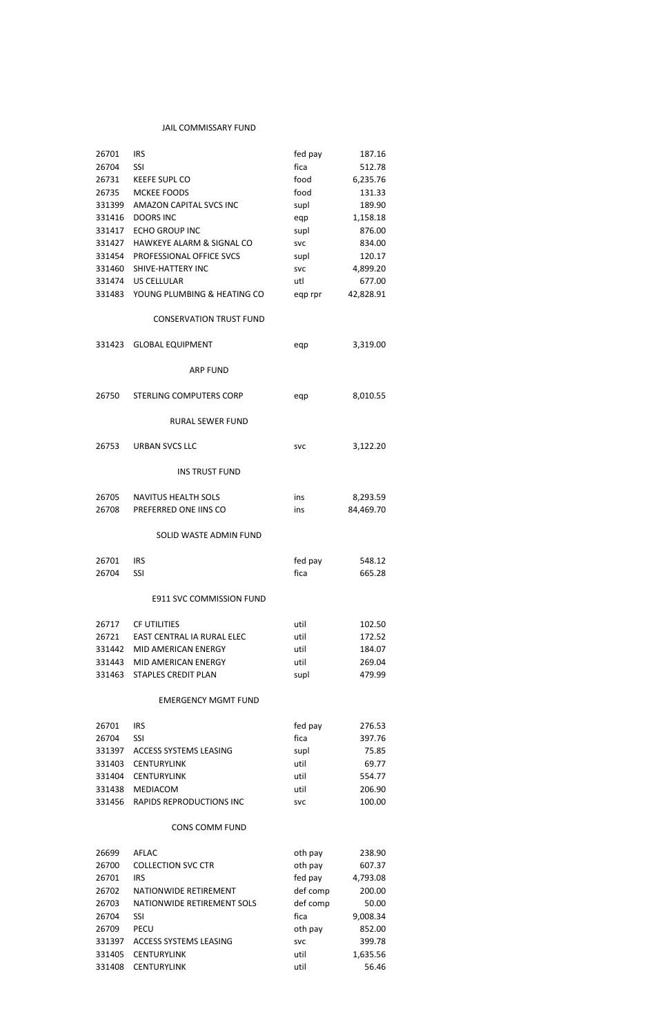### JAIL COMMISSARY FUND

| | | | |
|---|---|---|---|
| 26701 | IRS | fed pay | 187.16 |
| 26704 | SSI | fica | 512.78 |
| 26731 | KEEFE SUPL CO | food | 6,235.76 |
| 26735 | MCKEE FOODS | food | 131.33 |
| 331399 | AMAZON CAPITAL SVCS INC | supl | 189.90 |
| 331416 | DOORS INC | eqp | 1,158.18 |
| 331417 | ECHO GROUP INC | supl | 876.00 |
| 331427 | HAWKEYE ALARM & SIGNAL CO | svc | 834.00 |
| 331454 | PROFESSIONAL OFFICE SVCS | supl | 120.17 |
| 331460 | SHIVE-HATTERY INC | svc | 4,899.20 |
| 331474 | US CELLULAR | utl | 677.00 |
| 331483 | YOUNG PLUMBING & HEATING CO | eqp rpr | 42,828.91 |

### CONSERVATION TRUST FUND

| | | | |
|---|---|---|---|
| 331423 | GLOBAL EQUIPMENT | eqp | 3,319.00 |

### ARP FUND

| | | | |
|---|---|---|---|
| 26750 | STERLING COMPUTERS CORP | eqp | 8,010.55 |

### RURAL SEWER FUND

| | | | |
|---|---|---|---|
| 26753 | URBAN SVCS LLC | svc | 3,122.20 |

### INS TRUST FUND

| | | | |
|---|---|---|---|
| 26705 | NAVITUS HEALTH SOLS | ins | 8,293.59 |
| 26708 | PREFERRED ONE IINS CO | ins | 84,469.70 |

### SOLID WASTE ADMIN FUND

| | | | |
|---|---|---|---|
| 26701 | IRS | fed pay | 548.12 |
| 26704 | SSI | fica | 665.28 |

### E911 SVC COMMISSION FUND

| | | | |
|---|---|---|---|
| 26717 | CF UTILITIES | util | 102.50 |
| 26721 | EAST CENTRAL IA RURAL ELEC | util | 172.52 |
| 331442 | MID AMERICAN ENERGY | util | 184.07 |
| 331443 | MID AMERICAN ENERGY | util | 269.04 |
| 331463 | STAPLES CREDIT PLAN | supl | 479.99 |

### EMERGENCY MGMT FUND

| | | | |
|---|---|---|---|
| 26701 | IRS | fed pay | 276.53 |
| 26704 | SSI | fica | 397.76 |
| 331397 | ACCESS SYSTEMS LEASING | supl | 75.85 |
| 331403 | CENTURYLINK | util | 69.77 |
| 331404 | CENTURYLINK | util | 554.77 |
| 331438 | MEDIACOM | util | 206.90 |
| 331456 | RAPIDS REPRODUCTIONS INC | svc | 100.00 |

### CONS COMM FUND

| | | | |
|---|---|---|---|
| 26699 | AFLAC | oth pay | 238.90 |
| 26700 | COLLECTION SVC CTR | oth pay | 607.37 |
| 26701 | IRS | fed pay | 4,793.08 |
| 26702 | NATIONWIDE RETIREMENT | def comp | 200.00 |
| 26703 | NATIONWIDE RETIREMENT SOLS | def comp | 50.00 |
| 26704 | SSI | fica | 9,008.34 |
| 26709 | PECU | oth pay | 852.00 |
| 331397 | ACCESS SYSTEMS LEASING | svc | 399.78 |
| 331405 | CENTURYLINK | util | 1,635.56 |
| 331408 | CENTURYLINK | util | 56.46 |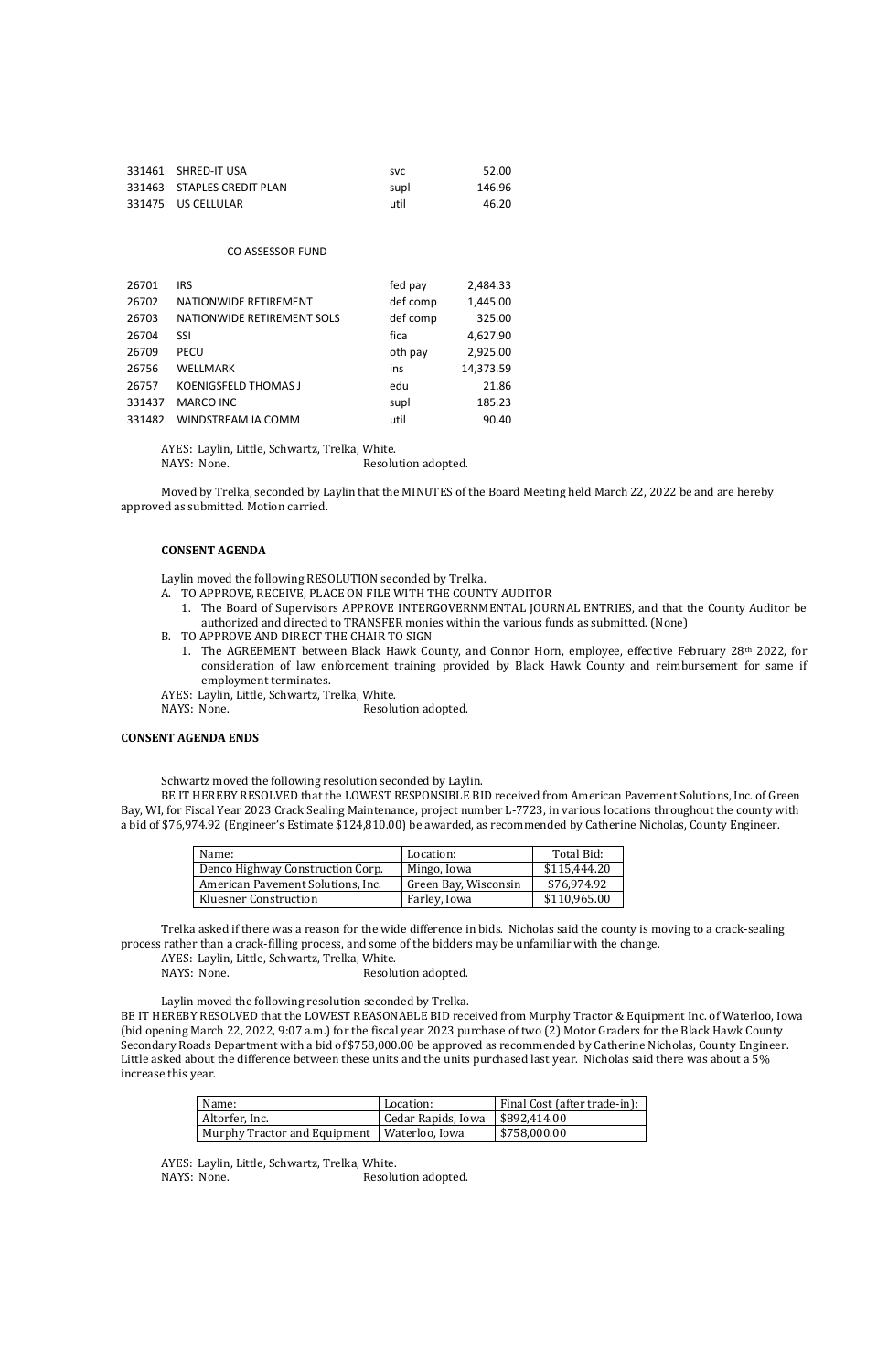| | | | |
|---|---|---|---|
| 331461 | SHRED-IT USA | svc | 52.00 |
| 331463 | STAPLES CREDIT PLAN | supl | 146.96 |
| 331475 | US CELLULAR | util | 46.20 |

CO ASSESSOR FUND

| | | | |
|---|---|---|---|
| 26701 | IRS | fed pay | 2,484.33 |
| 26702 | NATIONWIDE RETIREMENT | def comp | 1,445.00 |
| 26703 | NATIONWIDE RETIREMENT SOLS | def comp | 325.00 |
| 26704 | SSI | fica | 4,627.90 |
| 26709 | PECU | oth pay | 2,925.00 |
| 26756 | WELLMARK | ins | 14,373.59 |
| 26757 | KOENIGSFELD THOMAS J | edu | 21.86 |
| 331437 | MARCO INC | supl | 185.23 |
| 331482 | WINDSTREAM IA COMM | util | 90.40 |

AYES: Laylin, Little, Schwartz, Trelka, White.
NAYS: None. Resolution adopted.

Moved by Trelka, seconded by Laylin that the MINUTES of the Board Meeting held March 22, 2022 be and are hereby approved as submitted. Motion carried.

**CONSENT AGENDA**

Laylin moved the following RESOLUTION seconded by Trelka.

A. TO APPROVE, RECEIVE, PLACE ON FILE WITH THE COUNTY AUDITOR
   1. The Board of Supervisors APPROVE INTERGOVERNMENTAL JOURNAL ENTRIES, and that the County Auditor be authorized and directed to TRANSFER monies within the various funds as submitted. (None)
B. TO APPROVE AND DIRECT THE CHAIR TO SIGN
   1. The AGREEMENT between Black Hawk County, and Connor Horn, employee, effective February 28th 2022, for consideration of law enforcement training provided by Black Hawk County and reimbursement for same if employment terminates.

AYES: Laylin, Little, Schwartz, Trelka, White.
NAYS: None. Resolution adopted.

**CONSENT AGENDA ENDS**

Schwartz moved the following resolution seconded by Laylin.

BE IT HEREBY RESOLVED that the LOWEST RESPONSIBLE BID received from American Pavement Solutions, Inc. of Green Bay, WI, for Fiscal Year 2023 Crack Sealing Maintenance, project number L-7723, in various locations throughout the county with a bid of $76,974.92 (Engineer's Estimate $124,810.00) be awarded, as recommended by Catherine Nicholas, County Engineer.

| Name: | Location: | Total Bid: |
|---|---|---|
| Denco Highway Construction Corp. | Mingo, Iowa | $115,444.20 |
| American Pavement Solutions, Inc. | Green Bay, Wisconsin | $76,974.92 |
| Kluesner Construction | Farley, Iowa | $110,965.00 |

Trelka asked if there was a reason for the wide difference in bids. Nicholas said the county is moving to a crack-sealing process rather than a crack-filling process, and some of the bidders may be unfamiliar with the change.

AYES: Laylin, Little, Schwartz, Trelka, White.
NAYS: None. Resolution adopted.

Laylin moved the following resolution seconded by Trelka.

BE IT HEREBY RESOLVED that the LOWEST REASONABLE BID received from Murphy Tractor & Equipment Inc. of Waterloo, Iowa (bid opening March 22, 2022, 9:07 a.m.) for the fiscal year 2023 purchase of two (2) Motor Graders for the Black Hawk County Secondary Roads Department with a bid of $758,000.00 be approved as recommended by Catherine Nicholas, County Engineer. Little asked about the difference between these units and the units purchased last year. Nicholas said there was about a 5% increase this year.

| Name: | Location: | Final Cost (after trade-in): |
|---|---|---|
| Altorfer, Inc. | Cedar Rapids, Iowa | $892,414.00 |
| Murphy Tractor and Equipment | Waterloo, Iowa | $758,000.00 |

AYES: Laylin, Little, Schwartz, Trelka, White.
NAYS: None. Resolution adopted.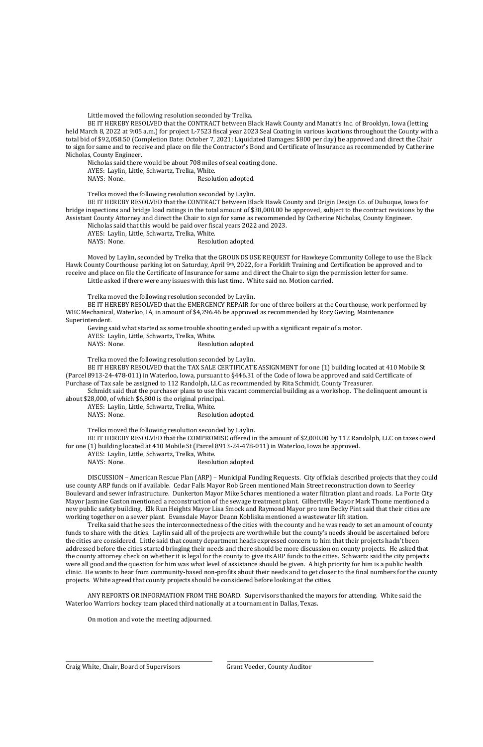Little moved the following resolution seconded by Trelka.

BE IT HEREBY RESOLVED that the CONTRACT between Black Hawk County and Manatt's Inc. of Brooklyn, Iowa (letting held March 8, 2022 at 9:05 a.m.) for project L-7523 fiscal year 2023 Seal Coating in various locations throughout the County with a total bid of $92,058.50 (Completion Date: October 7, 2021; Liquidated Damages: $800 per day) be approved and direct the Chair to sign for same and to receive and place on file the Contractor's Bond and Certificate of Insurance as recommended by Catherine Nicholas, County Engineer.

Nicholas said there would be about 708 miles of seal coating done.

AYES: Laylin, Little, Schwartz, Trelka, White.
NAYS: None. Resolution adopted.

Trelka moved the following resolution seconded by Laylin.

BE IT HEREBY RESOLVED that the CONTRACT between Black Hawk County and Origin Design Co. of Dubuque, Iowa for bridge inspections and bridge load ratings in the total amount of $38,000.00 be approved, subject to the contract revisions by the Assistant County Attorney and direct the Chair to sign for same as recommended by Catherine Nicholas, County Engineer.

Nicholas said that this would be paid over fiscal years 2022 and 2023.

AYES: Laylin, Little, Schwartz, Trelka, White.
NAYS: None. Resolution adopted.

Moved by Laylin, seconded by Trelka that the GROUNDS USE REQUEST for Hawkeye Community College to use the Black Hawk County Courthouse parking lot on Saturday, April 9th, 2022, for a Forklift Training and Certification be approved and to receive and place on file the Certificate of Insurance for same and direct the Chair to sign the permission letter for same.

Little asked if there were any issues with this last time. White said no. Motion carried.

Trelka moved the following resolution seconded by Laylin.

BE IT HEREBY RESOLVED that the EMERGENCY REPAIR for one of three boilers at the Courthouse, work performed by WBC Mechanical, Waterloo, IA, in amount of $4,296.46 be approved as recommended by Rory Geving, Maintenance Superintendent.

Geving said what started as some trouble shooting ended up with a significant repair of a motor.

AYES: Laylin, Little, Schwartz, Trelka, White.
NAYS: None. Resolution adopted.

Trelka moved the following resolution seconded by Laylin.

BE IT HEREBY RESOLVED that the TAX SALE CERTIFICATE ASSIGNMENT for one (1) building located at 410 Mobile St (Parcel 8913-24-478-011) in Waterloo, Iowa, pursuant to §446.31 of the Code of Iowa be approved and said Certificate of Purchase of Tax sale be assigned to 112 Randolph, LLC as recommended by Rita Schmidt, County Treasurer.

Schmidt said that the purchaser plans to use this vacant commercial building as a workshop. The delinquent amount is about $28,000, of which $6,800 is the original principal.

AYES: Laylin, Little, Schwartz, Trelka, White.
NAYS: None. Resolution adopted.

Trelka moved the following resolution seconded by Laylin.

BE IT HEREBY RESOLVED that the COMPROMISE offered in the amount of $2,000.00 by 112 Randolph, LLC on taxes owed for one (1) building located at 410 Mobile St (Parcel 8913-24-478-011) in Waterloo, Iowa be approved.

AYES: Laylin, Little, Schwartz, Trelka, White.
NAYS: None. Resolution adopted.

DISCUSSION – American Rescue Plan (ARP) – Municipal Funding Requests. City officials described projects that they could use county ARP funds on if available. Cedar Falls Mayor Rob Green mentioned Main Street reconstruction down to Seerley Boulevard and sewer infrastructure. Dunkerton Mayor Mike Schares mentioned a water filtration plant and roads. La Porte City Mayor Jasmine Gaston mentioned a reconstruction of the sewage treatment plant. Gilbertville Mayor Mark Thome mentioned a new public safety building. Elk Run Heights Mayor Lisa Smock and Raymond Mayor pro tem Becky Pint said that their cities are working together on a sewer plant. Evansdale Mayor Deann Kobliska mentioned a wastewater lift station.

Trelka said that he sees the interconnectedness of the cities with the county and he was ready to set an amount of county funds to share with the cities. Laylin said all of the projects are worthwhile but the county's needs should be ascertained before the cities are considered. Little said that county department heads expressed concern to him that their projects hadn't been addressed before the cities started bringing their needs and there should be more discussion on county projects. He asked that the county attorney check on whether it is legal for the county to give its ARP funds to the cities. Schwartz said the city projects were all good and the question for him was what level of assistance should be given. A high priority for him is a public health clinic. He wants to hear from community-based non-profits about their needs and to get closer to the final numbers for the county projects. White agreed that county projects should be considered before looking at the cities.

ANY REPORTS OR INFORMATION FROM THE BOARD. Supervisors thanked the mayors for attending. White said the Waterloo Warriors hockey team placed third nationally at a tournament in Dallas, Texas.

On motion and vote the meeting adjourned.

\_\_\_\_\_\_\_\_\_\_\_\_\_\_\_\_\_\_\_\_\_\_\_\_\_\_\_\_\_\_\_\_\_\_\_\_ \_\_\_\_\_\_\_\_\_\_\_\_\_\_\_\_\_\_\_\_\_\_\_\_\_\_\_\_\_\_\_\_\_\_\_\_

Craig White, Chair, Board of Supervisors Grant Veeder, County Auditor